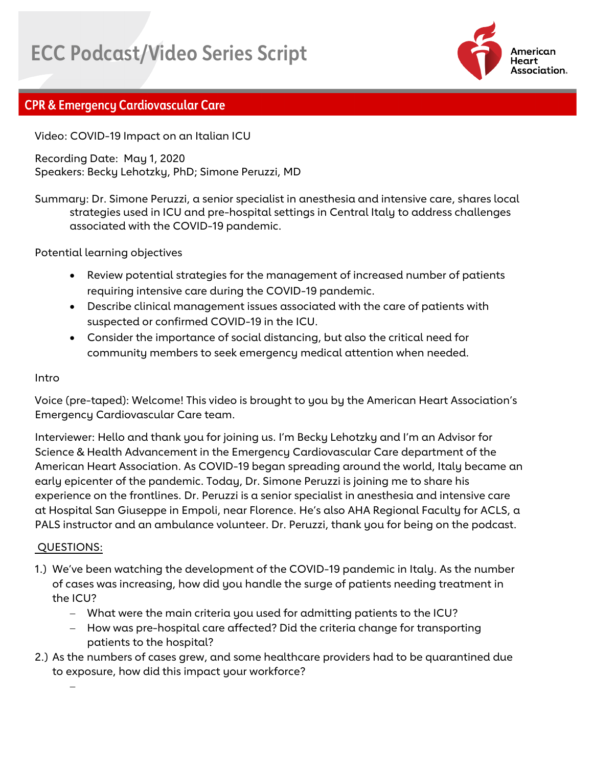# ECC Podcast/Video Series Script

## CPR & Emergency Cardiovascular Care

Video: COVID-19 Impact on an Italian ICU

Recording Date: May 1, 2020
Speakers: Becky Lehotzky, PhD; Simone Peruzzi, MD

Summary: Dr. Simone Peruzzi, a senior specialist in anesthesia and intensive care, shares local strategies used in ICU and pre-hospital settings in Central Italy to address challenges associated with the COVID-19 pandemic.

Potential learning objectives

- Review potential strategies for the management of increased number of patients requiring intensive care during the COVID-19 pandemic.
- Describe clinical management issues associated with the care of patients with suspected or confirmed COVID-19 in the ICU.
- Consider the importance of social distancing, but also the critical need for community members to seek emergency medical attention when needed.

Intro

Voice (pre-taped): Welcome! This video is brought to you by the American Heart Association's Emergency Cardiovascular Care team.

Interviewer: Hello and thank you for joining us. I'm Becky Lehotzky and I'm an Advisor for Science & Health Advancement in the Emergency Cardiovascular Care department of the American Heart Association. As COVID-19 began spreading around the world, Italy became an early epicenter of the pandemic. Today, Dr. Simone Peruzzi is joining me to share his experience on the frontlines. Dr. Peruzzi is a senior specialist in anesthesia and intensive care at Hospital San Giuseppe in Empoli, near Florence. He's also AHA Regional Faculty for ACLS, a PALS instructor and an ambulance volunteer. Dr. Peruzzi, thank you for being on the podcast.

QUESTIONS:

1.) We've been watching the development of the COVID-19 pandemic in Italy. As the number of cases was increasing, how did you handle the surge of patients needing treatment in the ICU?
   - What were the main criteria you used for admitting patients to the ICU?
   - How was pre-hospital care affected? Did the criteria change for transporting patients to the hospital?
2.) As the numbers of cases grew, and some healthcare providers had to be quarantined due to exposure, how did this impact your workforce?
   -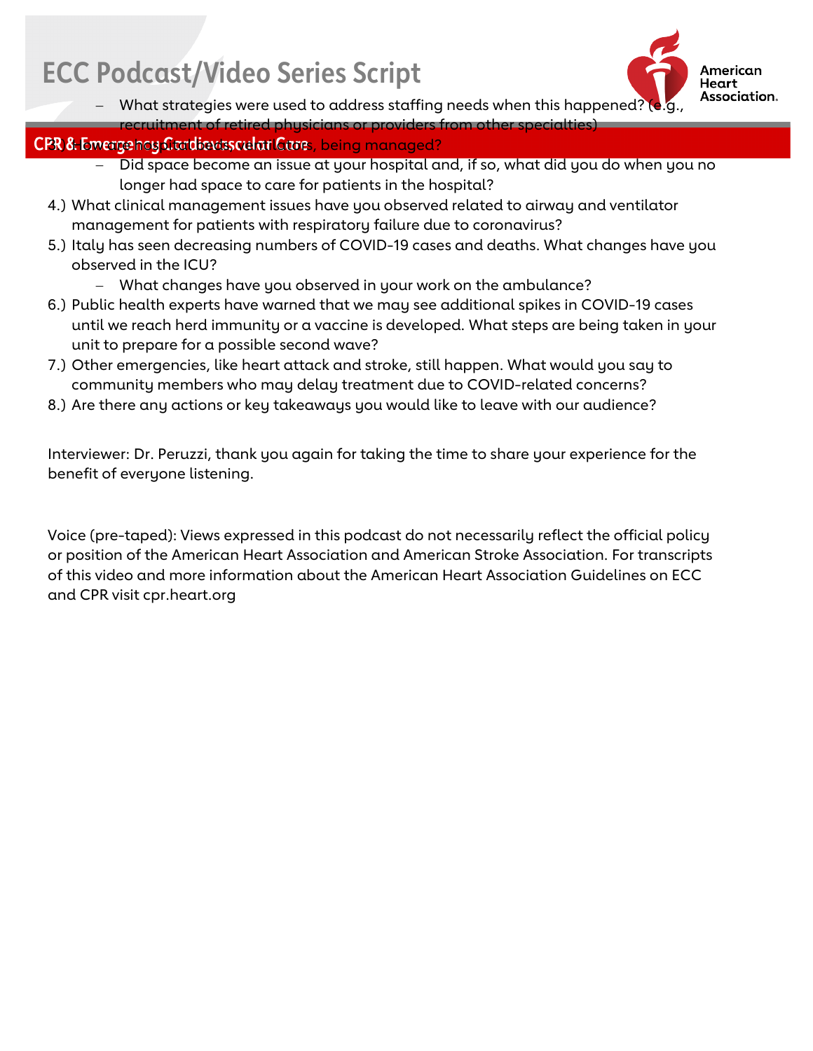- What strategies were used to address staffing needs when this happened? (e.g., recruitment of retired physicians or providers from other specialties)

3.) How are hospital beds, ventilators, being managed?

- Did space become an issue at your hospital and, if so, what did you do when you no longer had space to care for patients in the hospital?

4.) What clinical management issues have you observed related to airway and ventilator management for patients with respiratory failure due to coronavirus?

5.) Italy has seen decreasing numbers of COVID-19 cases and deaths. What changes have you observed in the ICU?

- What changes have you observed in your work on the ambulance?

6.) Public health experts have warned that we may see additional spikes in COVID-19 cases until we reach herd immunity or a vaccine is developed. What steps are being taken in your unit to prepare for a possible second wave?

7.) Other emergencies, like heart attack and stroke, still happen. What would you say to community members who may delay treatment due to COVID-related concerns?

8.) Are there any actions or key takeaways you would like to leave with our audience?

Interviewer: Dr. Peruzzi, thank you again for taking the time to share your experience for the benefit of everyone listening.

Voice (pre-taped): Views expressed in this podcast do not necessarily reflect the official policy or position of the American Heart Association and American Stroke Association. For transcripts of this video and more information about the American Heart Association Guidelines on ECC and CPR visit cpr.heart.org